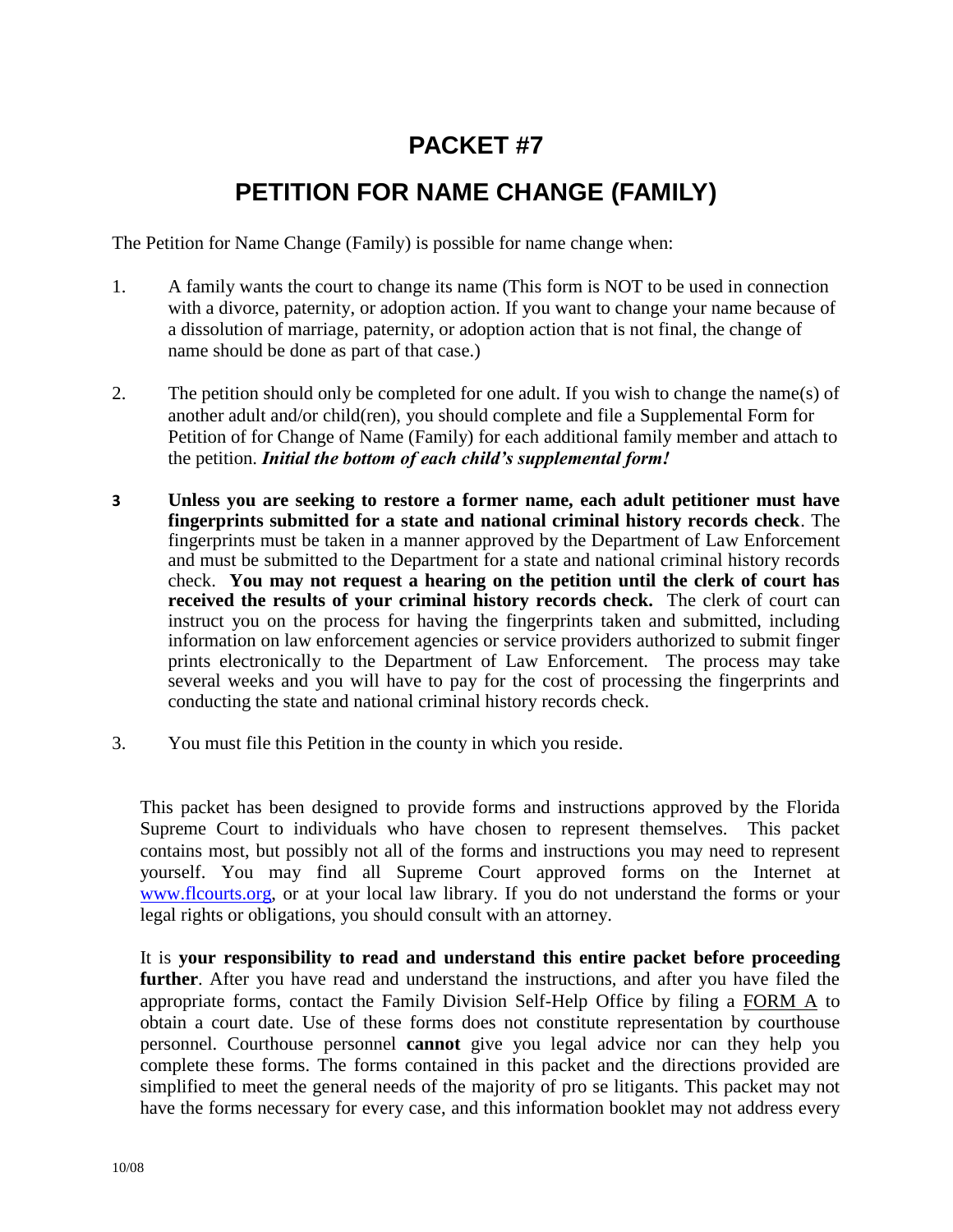# PACKET #7

# PETITION FOR NAME CHANGE (FAMILY)

The Petition for Name Change (Family) is possible for name change when:

1. A family wants the court to change its name (This form is NOT to be used in connection with a divorce, paternity, or adoption action. If you want to change your name because of a dissolution of marriage, paternity, or adoption action that is not final, the change of name should be done as part of that case.)

2. The petition should only be completed for one adult. If you wish to change the name(s) of another adult and/or child(ren), you should complete and file a Supplemental Form for Petition of for Change of Name (Family) for each additional family member and attach to the petition. ***Initial the bottom of each child's supplemental form!***

**3** **Unless you are seeking to restore a former name, each adult petitioner must have fingerprints submitted for a state and national criminal history records check**. The fingerprints must be taken in a manner approved by the Department of Law Enforcement and must be submitted to the Department for a state and national criminal history records check. **You may not request a hearing on the petition until the clerk of court has received the results of your criminal history records check.** The clerk of court can instruct you on the process for having the fingerprints taken and submitted, including information on law enforcement agencies or service providers authorized to submit finger prints electronically to the Department of Law Enforcement. The process may take several weeks and you will have to pay for the cost of processing the fingerprints and conducting the state and national criminal history records check.

3. You must file this Petition in the county in which you reside.

This packet has been designed to provide forms and instructions approved by the Florida Supreme Court to individuals who have chosen to represent themselves. This packet contains most, but possibly not all of the forms and instructions you may need to represent yourself. You may find all Supreme Court approved forms on the Internet at www.flcourts.org, or at your local law library. If you do not understand the forms or your legal rights or obligations, you should consult with an attorney.

It is **your responsibility to read and understand this entire packet before proceeding further**. After you have read and understand the instructions, and after you have filed the appropriate forms, contact the Family Division Self-Help Office by filing a FORM A to obtain a court date. Use of these forms does not constitute representation by courthouse personnel. Courthouse personnel **cannot** give you legal advice nor can they help you complete these forms. The forms contained in this packet and the directions provided are simplified to meet the general needs of the majority of pro se litigants. This packet may not have the forms necessary for every case, and this information booklet may not address every

10/08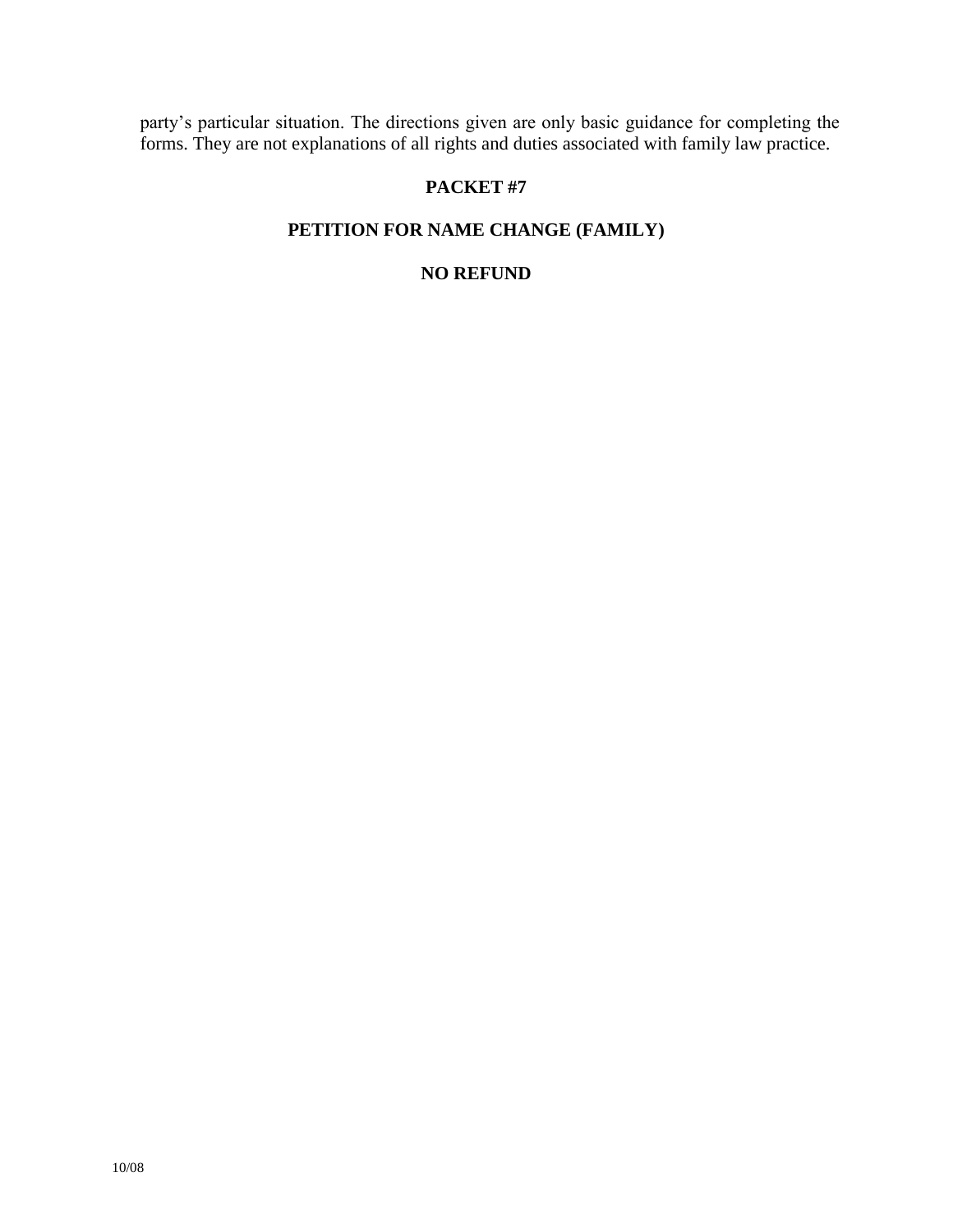party's particular situation. The directions given are only basic guidance for completing the forms. They are not explanations of all rights and duties associated with family law practice.

**PACKET #7**

**PETITION FOR NAME CHANGE (FAMILY)**

**NO REFUND**

10/08